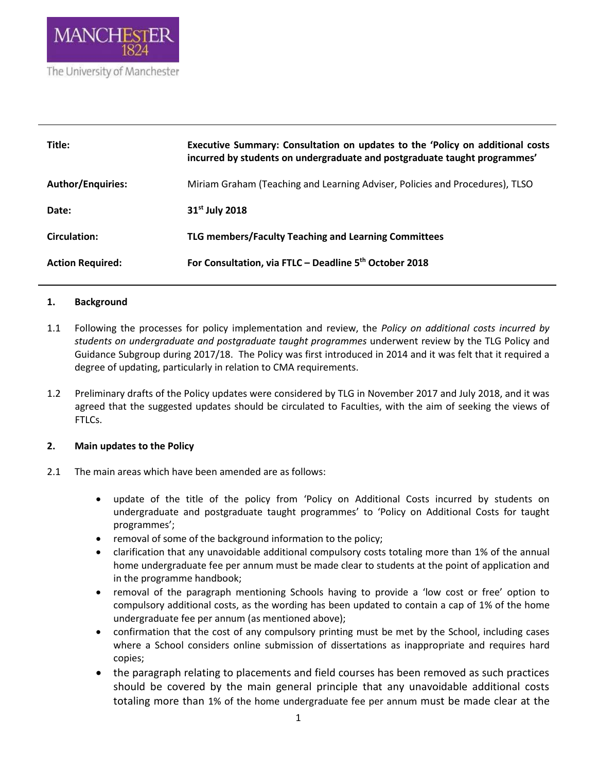MANCHESTER 1824

The University of Manchester

| | |
|---|---|
| **Title:** | **Executive Summary: Consultation on updates to the 'Policy on additional costs incurred by students on undergraduate and postgraduate taught programmes'** |
| **Author/Enquiries:** | Miriam Graham (Teaching and Learning Adviser, Policies and Procedures), TLSO |
| **Date:** | **31st July 2018** |
| **Circulation:** | **TLG members/Faculty Teaching and Learning Committees** |
| **Action Required:** | **For Consultation, via FTLC – Deadline 5th October 2018** |

## 1. Background

1.1 Following the processes for policy implementation and review, the *Policy on additional costs incurred by students on undergraduate and postgraduate taught programmes* underwent review by the TLG Policy and Guidance Subgroup during 2017/18. The Policy was first introduced in 2014 and it was felt that it required a degree of updating, particularly in relation to CMA requirements.

1.2 Preliminary drafts of the Policy updates were considered by TLG in November 2017 and July 2018, and it was agreed that the suggested updates should be circulated to Faculties, with the aim of seeking the views of FTLCs.

## 2. Main updates to the Policy

2.1 The main areas which have been amended are as follows:

- update of the title of the policy from 'Policy on Additional Costs incurred by students on undergraduate and postgraduate taught programmes' to 'Policy on Additional Costs for taught programmes';
- removal of some of the background information to the policy;
- clarification that any unavoidable additional compulsory costs totaling more than 1% of the annual home undergraduate fee per annum must be made clear to students at the point of application and in the programme handbook;
- removal of the paragraph mentioning Schools having to provide a 'low cost or free' option to compulsory additional costs, as the wording has been updated to contain a cap of 1% of the home undergraduate fee per annum (as mentioned above);
- confirmation that the cost of any compulsory printing must be met by the School, including cases where a School considers online submission of dissertations as inappropriate and requires hard copies;
- the paragraph relating to placements and field courses has been removed as such practices should be covered by the main general principle that any unavoidable additional costs totaling more than 1% of the home undergraduate fee per annum must be made clear at the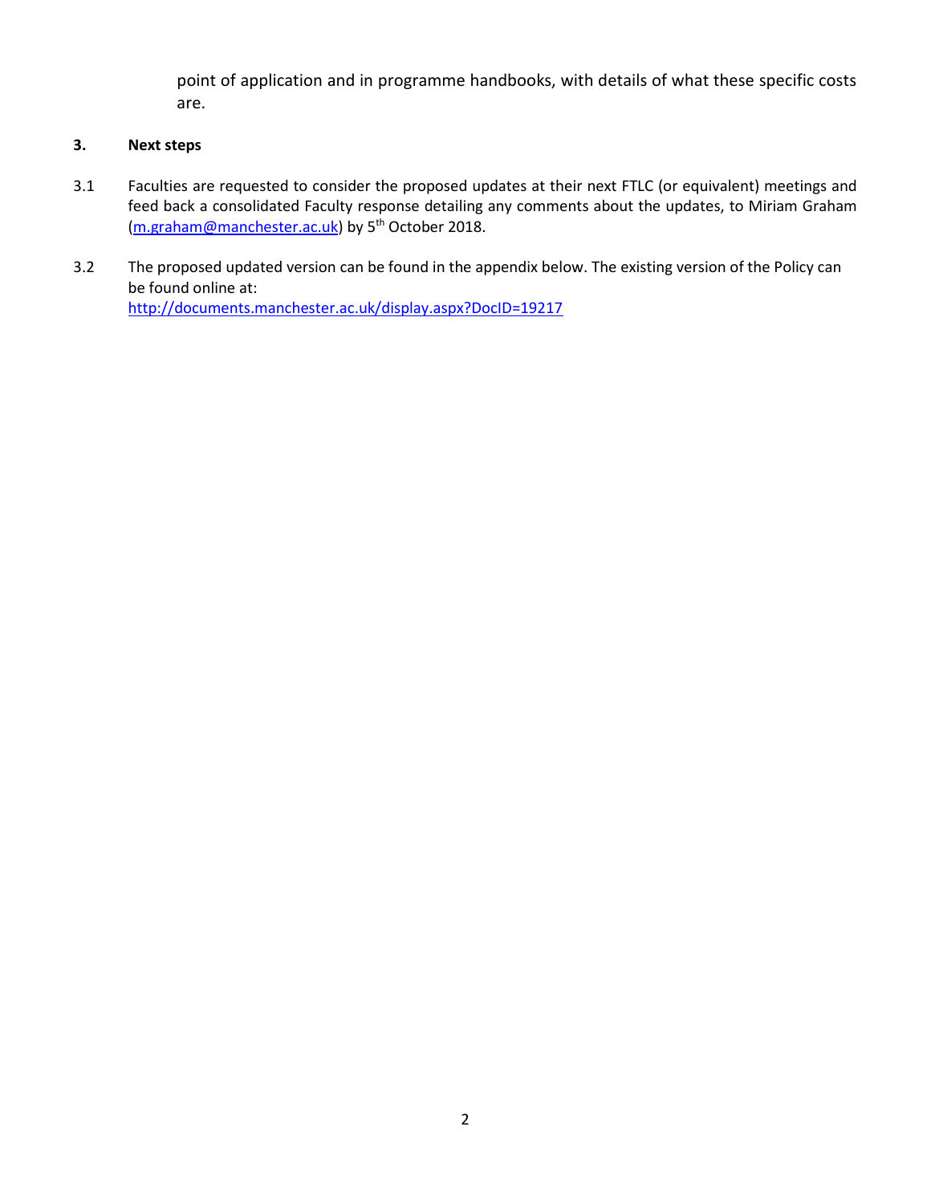point of application and in programme handbooks, with details of what these specific costs are.

## 3. Next steps

3.1 Faculties are requested to consider the proposed updates at their next FTLC (or equivalent) meetings and feed back a consolidated Faculty response detailing any comments about the updates, to Miriam Graham ([m.graham@manchester.ac.uk](mailto:m.graham@manchester.ac.uk)) by 5th October 2018.

3.2 The proposed updated version can be found in the appendix below. The existing version of the Policy can be found online at: [http://documents.manchester.ac.uk/display.aspx?DocID=19217](http://documents.manchester.ac.uk/display.aspx?DocID=19217)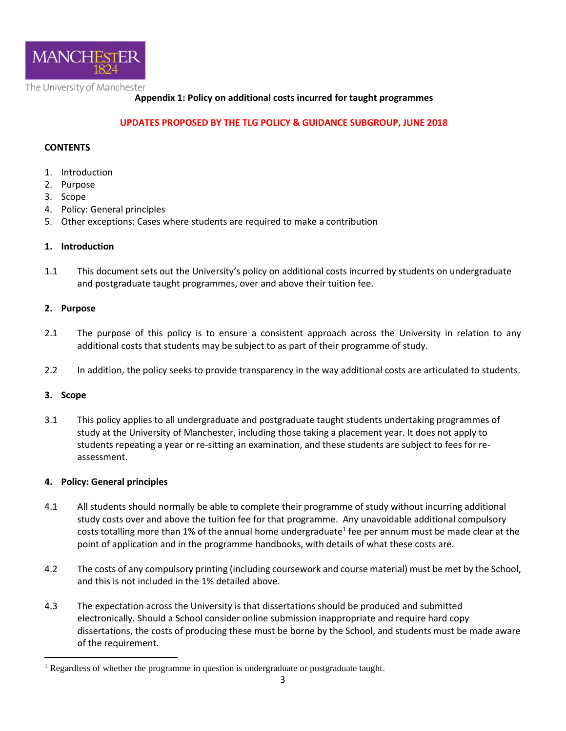The University of Manchester

**Appendix 1: Policy on additional costs incurred for taught programmes**

**UPDATES PROPOSED BY THE TLG POLICY & GUIDANCE SUBGROUP, JUNE 2018**

**CONTENTS**

1. Introduction
2. Purpose
3. Scope
4. Policy: General principles
5. Other exceptions: Cases where students are required to make a contribution

## 1. Introduction

1.1 This document sets out the University's policy on additional costs incurred by students on undergraduate and postgraduate taught programmes, over and above their tuition fee.

## 2. Purpose

2.1 The purpose of this policy is to ensure a consistent approach across the University in relation to any additional costs that students may be subject to as part of their programme of study.

2.2 In addition, the policy seeks to provide transparency in the way additional costs are articulated to students.

## 3. Scope

3.1 This policy applies to all undergraduate and postgraduate taught students undertaking programmes of study at the University of Manchester, including those taking a placement year. It does not apply to students repeating a year or re-sitting an examination, and these students are subject to fees for re-assessment.

## 4. Policy: General principles

4.1 All students should normally be able to complete their programme of study without incurring additional study costs over and above the tuition fee for that programme. Any unavoidable additional compulsory costs totalling more than 1% of the annual home undergraduate[1] fee per annum must be made clear at the point of application and in the programme handbooks, with details of what these costs are.

4.2 The costs of any compulsory printing (including coursework and course material) must be met by the School, and this is not included in the 1% detailed above.

4.3 The expectation across the University is that dissertations should be produced and submitted electronically. Should a School consider online submission inappropriate and require hard copy dissertations, the costs of producing these must be borne by the School, and students must be made aware of the requirement.

[1] Regardless of whether the programme in question is undergraduate or postgraduate taught.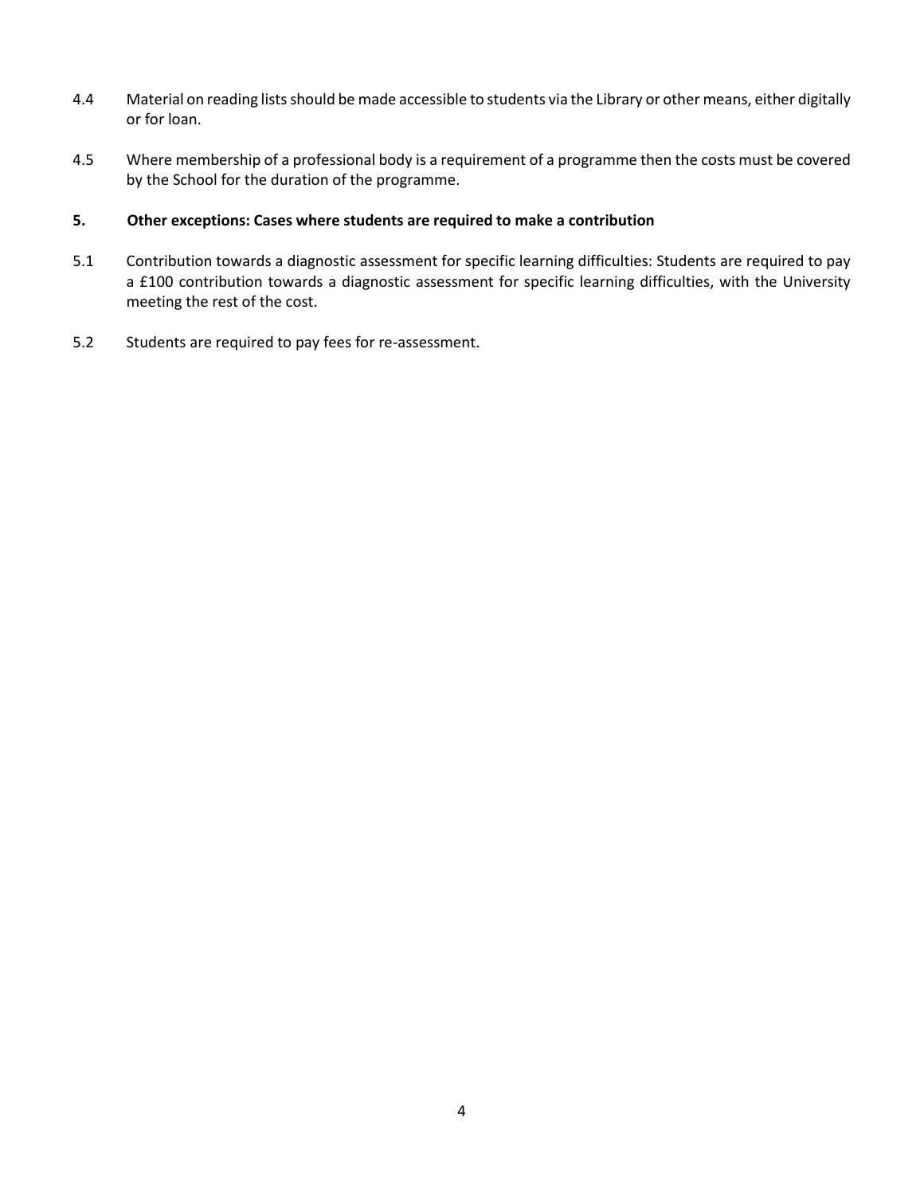4.4 Material on reading lists should be made accessible to students via the Library or other means, either digitally or for loan.

4.5 Where membership of a professional body is a requirement of a programme then the costs must be covered by the School for the duration of the programme.

## 5. Other exceptions: Cases where students are required to make a contribution

5.1 Contribution towards a diagnostic assessment for specific learning difficulties: Students are required to pay a £100 contribution towards a diagnostic assessment for specific learning difficulties, with the University meeting the rest of the cost.

5.2 Students are required to pay fees for re-assessment.